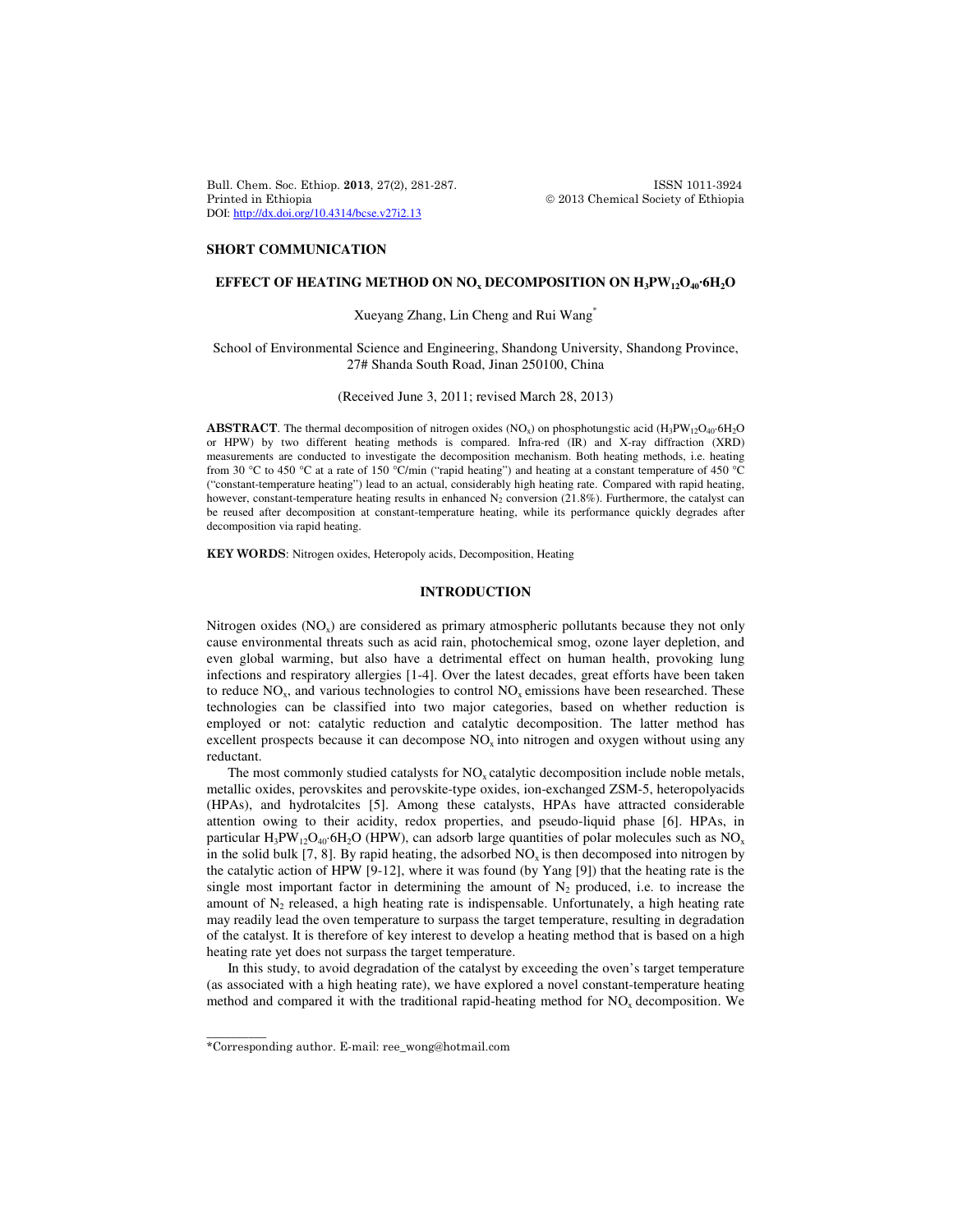**SHORT COMMUNICATION**

# EFFECT OF HEATING METHOD ON $NO_x$ DECOMPOSITION ON $H_3PW_{12}O_{40}·6H_2O$

Xueyang Zhang, Lin Cheng and Rui Wang*

School of Environmental Science and Engineering, Shandong University, Shandong Province, 27# Shanda South Road, Jinan 250100, China

(Received June 3, 2011; revised March 28, 2013)

**ABSTRACT**. The thermal decomposition of nitrogen oxides ($NO_x$) on phosphotungstic acid ($H_3PW_{12}O_{40}·6H_2O$ or HPW) by two different heating methods is compared. Infra-red (IR) and X-ray diffraction (XRD) measurements are conducted to investigate the decomposition mechanism. Both heating methods, i.e. heating from 30 °C to 450 °C at a rate of 150 °C/min ("rapid heating") and heating at a constant temperature of 450 °C ("constant-temperature heating") lead to an actual, considerably high heating rate. Compared with rapid heating, however, constant-temperature heating results in enhanced $N_2$ conversion (21.8%). Furthermore, the catalyst can be reused after decomposition at constant-temperature heating, while its performance quickly degrades after decomposition via rapid heating.

**KEY WORDS**: Nitrogen oxides, Heteropoly acids, Decomposition, Heating

## INTRODUCTION

Nitrogen oxides ($NO_x$) are considered as primary atmospheric pollutants because they not only cause environmental threats such as acid rain, photochemical smog, ozone layer depletion, and even global warming, but also have a detrimental effect on human health, provoking lung infections and respiratory allergies [1-4]. Over the latest decades, great efforts have been taken to reduce $NO_x$, and various technologies to control $NO_x$ emissions have been researched. These technologies can be classified into two major categories, based on whether reduction is employed or not: catalytic reduction and catalytic decomposition. The latter method has excellent prospects because it can decompose $NO_x$ into nitrogen and oxygen without using any reductant.

The most commonly studied catalysts for $NO_x$ catalytic decomposition include noble metals, metallic oxides, perovskites and perovskite-type oxides, ion-exchanged ZSM-5, heteropolyacids (HPAs), and hydrotalcites [5]. Among these catalysts, HPAs have attracted considerable attention owing to their acidity, redox properties, and pseudo-liquid phase [6]. HPAs, in particular $H_3PW_{12}O_{40}·6H_2O$ (HPW), can adsorb large quantities of polar molecules such as $NO_x$ in the solid bulk [7, 8]. By rapid heating, the adsorbed $NO_x$ is then decomposed into nitrogen by the catalytic action of HPW [9-12], where it was found (by Yang [9]) that the heating rate is the single most important factor in determining the amount of $N_2$ produced, i.e. to increase the amount of $N_2$ released, a high heating rate is indispensable. Unfortunately, a high heating rate may readily lead the oven temperature to surpass the target temperature, resulting in degradation of the catalyst. It is therefore of key interest to develop a heating method that is based on a high heating rate yet does not surpass the target temperature.

In this study, to avoid degradation of the catalyst by exceeding the oven's target temperature (as associated with a high heating rate), we have explored a novel constant-temperature heating method and compared it with the traditional rapid-heating method for $NO_x$ decomposition. We

*Corresponding author. E-mail: ree_wong@hotmail.com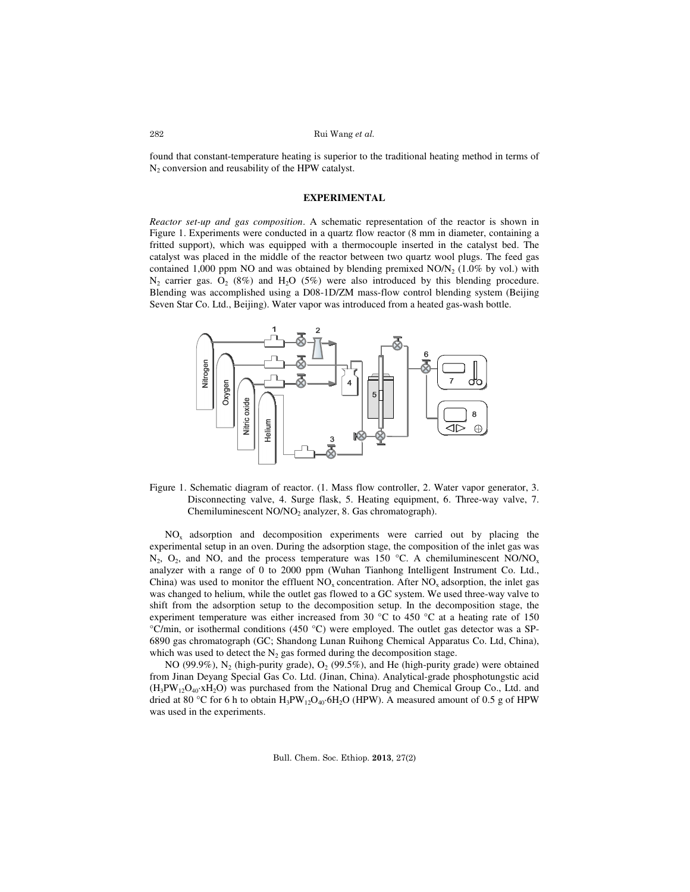found that constant-temperature heating is superior to the traditional heating method in terms of $N_2$ conversion and reusability of the HPW catalyst.

## EXPERIMENTAL

*Reactor set-up and gas composition*. A schematic representation of the reactor is shown in Figure 1. Experiments were conducted in a quartz flow reactor (8 mm in diameter, containing a fritted support), which was equipped with a thermocouple inserted in the catalyst bed. The catalyst was placed in the middle of the reactor between two quartz wool plugs. The feed gas contained 1,000 ppm NO and was obtained by blending premixed $NO/N_2$ (1.0% by vol.) with $N_2$ carrier gas. $O_2$ (8%) and $H_2O$ (5%) were also introduced by this blending procedure. Blending was accomplished using a D08-1D/ZM mass-flow control blending system (Beijing Seven Star Co. Ltd., Beijing). Water vapor was introduced from a heated gas-wash bottle.

Figure 1. Schematic diagram of reactor. (1. Mass flow controller, 2. Water vapor generator, 3. Disconnecting valve, 4. Surge flask, 5. Heating equipment, 6. Three-way valve, 7. Chemiluminescent $NO/NO_2$ analyzer, 8. Gas chromatograph).

$NO_x$ adsorption and decomposition experiments were carried out by placing the experimental setup in an oven. During the adsorption stage, the composition of the inlet gas was $N_2$, $O_2$, and NO, and the process temperature was 150 °C. A chemiluminescent $NO/NO_x$ analyzer with a range of 0 to 2000 ppm (Wuhan Tianhong Intelligent Instrument Co. Ltd., China) was used to monitor the effluent $NO_x$ concentration. After $NO_x$ adsorption, the inlet gas was changed to helium, while the outlet gas flowed to a GC system. We used three-way valve to shift from the adsorption setup to the decomposition setup. In the decomposition stage, the experiment temperature was either increased from 30 °C to 450 °C at a heating rate of 150 °C/min, or isothermal conditions (450 °C) were employed. The outlet gas detector was a SP-6890 gas chromatograph (GC; Shandong Lunan Ruihong Chemical Apparatus Co. Ltd, China), which was used to detect the $N_2$ gas formed during the decomposition stage.

NO (99.9%), $N_2$ (high-purity grade), $O_2$ (99.5%), and He (high-purity grade) were obtained from Jinan Deyang Special Gas Co. Ltd. (Jinan, China). Analytical-grade phosphotungstic acid ($H_3PW_{12}O_{40}{\cdot}xH_2O$) was purchased from the National Drug and Chemical Group Co., Ltd. and dried at 80 °C for 6 h to obtain $H_3PW_{12}O_{40}{\cdot}6H_2O$ (HPW). A measured amount of 0.5 g of HPW was used in the experiments.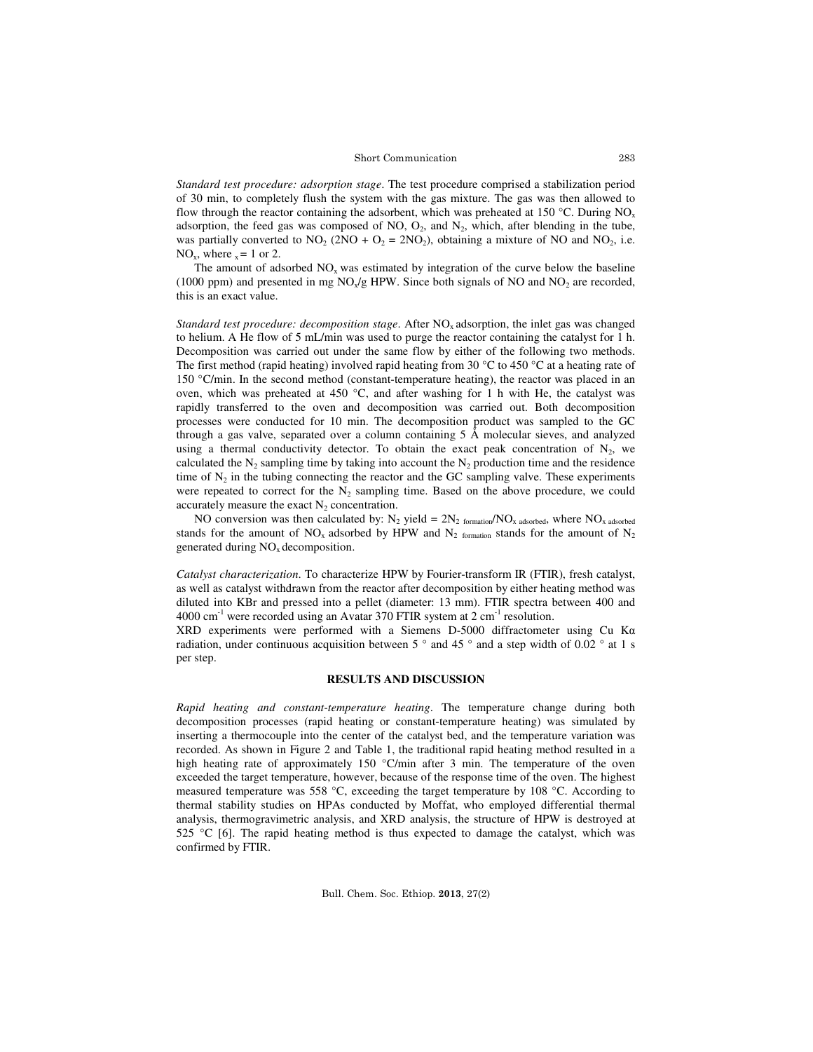*Standard test procedure: adsorption stage*. The test procedure comprised a stabilization period of 30 min, to completely flush the system with the gas mixture. The gas was then allowed to flow through the reactor containing the adsorbent, which was preheated at 150 °C. During $NO_x$ adsorption, the feed gas was composed of NO, $O_2$, and $N_2$, which, after blending in the tube, was partially converted to $NO_2$ ($2NO + O_2 = 2NO_2$), obtaining a mixture of NO and $NO_2$, i.e. $NO_x$, where $_x = 1$ or 2.

The amount of adsorbed $NO_x$ was estimated by integration of the curve below the baseline (1000 ppm) and presented in mg $NO_x$/g HPW. Since both signals of NO and $NO_2$ are recorded, this is an exact value.

*Standard test procedure: decomposition stage*. After $NO_x$ adsorption, the inlet gas was changed to helium. A He flow of 5 mL/min was used to purge the reactor containing the catalyst for 1 h. Decomposition was carried out under the same flow by either of the following two methods. The first method (rapid heating) involved rapid heating from 30 °C to 450 °C at a heating rate of 150 °C/min. In the second method (constant-temperature heating), the reactor was placed in an oven, which was preheated at 450 °C, and after washing for 1 h with He, the catalyst was rapidly transferred to the oven and decomposition was carried out. Both decomposition processes were conducted for 10 min. The decomposition product was sampled to the GC through a gas valve, separated over a column containing 5 Å molecular sieves, and analyzed using a thermal conductivity detector. To obtain the exact peak concentration of $N_2$, we calculated the $N_2$ sampling time by taking into account the $N_2$ production time and the residence time of $N_2$ in the tubing connecting the reactor and the GC sampling valve. These experiments were repeated to correct for the $N_2$ sampling time. Based on the above procedure, we could accurately measure the exact $N_2$ concentration.

NO conversion was then calculated by: $N_2 \text{ yield} = 2N_{2\,\text{formation}}/NO_{x\,\text{adsorbed}}$, where $NO_{x\,\text{adsorbed}}$ stands for the amount of $NO_x$ adsorbed by HPW and $N_{2\,\text{formation}}$ stands for the amount of $N_2$ generated during $NO_x$ decomposition.

*Catalyst characterization*. To characterize HPW by Fourier-transform IR (FTIR), fresh catalyst, as well as catalyst withdrawn from the reactor after decomposition by either heating method was diluted into KBr and pressed into a pellet (diameter: 13 mm). FTIR spectra between 400 and 4000 $cm^{-1}$ were recorded using an Avatar 370 FTIR system at 2 $cm^{-1}$ resolution.

XRD experiments were performed with a Siemens D-5000 diffractometer using Cu Kα radiation, under continuous acquisition between 5 ° and 45 ° and a step width of 0.02 ° at 1 s per step.

## RESULTS AND DISCUSSION

*Rapid heating and constant-temperature heating*. The temperature change during both decomposition processes (rapid heating or constant-temperature heating) was simulated by inserting a thermocouple into the center of the catalyst bed, and the temperature variation was recorded. As shown in Figure 2 and Table 1, the traditional rapid heating method resulted in a high heating rate of approximately 150 °C/min after 3 min. The temperature of the oven exceeded the target temperature, however, because of the response time of the oven. The highest measured temperature was 558 °C, exceeding the target temperature by 108 °C. According to thermal stability studies on HPAs conducted by Moffat, who employed differential thermal analysis, thermogravimetric analysis, and XRD analysis, the structure of HPW is destroyed at 525 °C [6]. The rapid heating method is thus expected to damage the catalyst, which was confirmed by FTIR.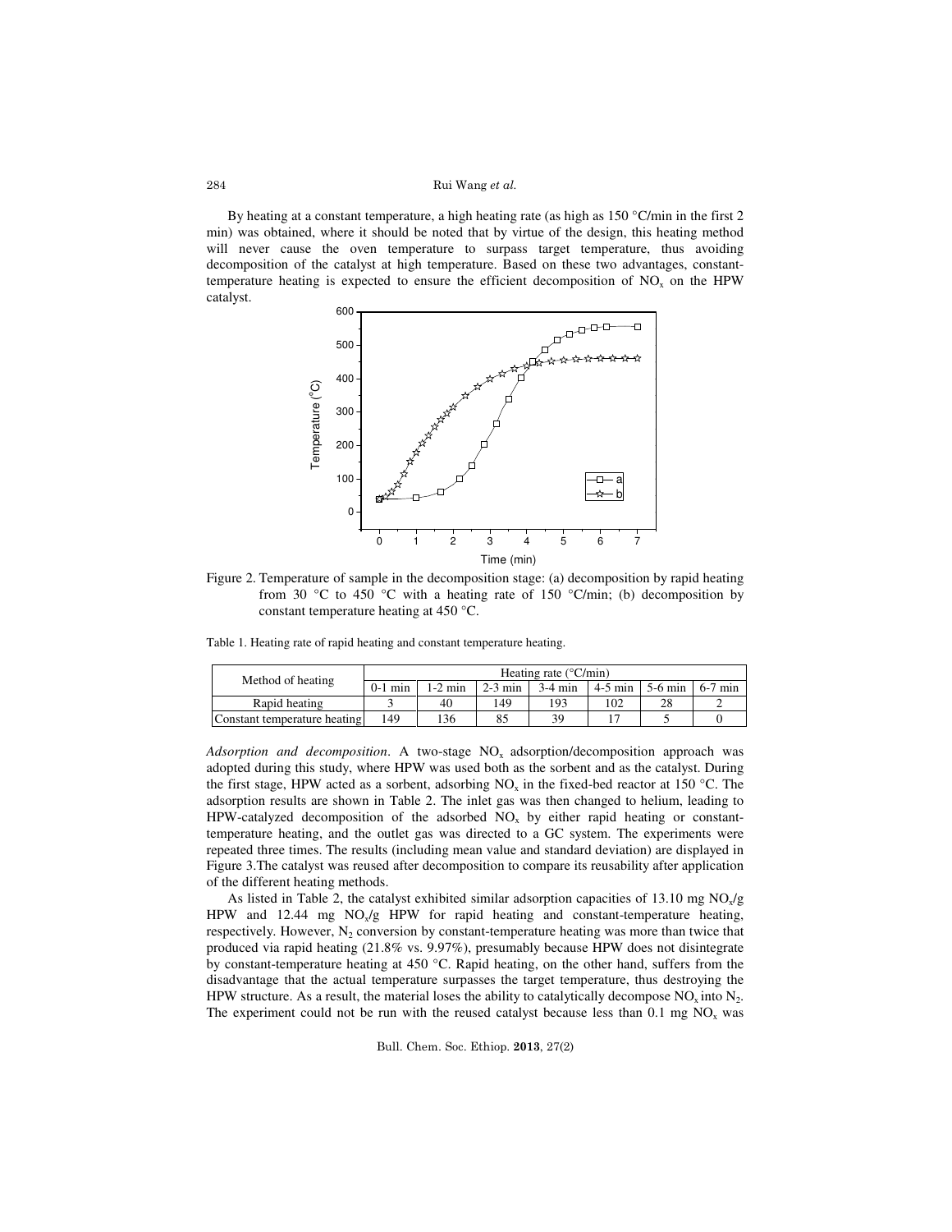By heating at a constant temperature, a high heating rate (as high as 150 °C/min in the first 2 min) was obtained, where it should be noted that by virtue of the design, this heating method will never cause the oven temperature to surpass target temperature, thus avoiding decomposition of the catalyst at high temperature. Based on these two advantages, constant-temperature heating is expected to ensure the efficient decomposition of $NO_x$ on the HPW catalyst.

Figure 2. Temperature of sample in the decomposition stage: (a) decomposition by rapid heating from 30 °C to 450 °C with a heating rate of 150 °C/min; (b) decomposition by constant temperature heating at 450 °C.

Table 1. Heating rate of rapid heating and constant temperature heating.

| Method of heating | Heating rate (°C/min) | | | | | | |
|---|---|---|---|---|---|---|---|
| | 0-1 min | 1-2 min | 2-3 min | 3-4 min | 4-5 min | 5-6 min | 6-7 min |
| Rapid heating | 3 | 40 | 149 | 193 | 102 | 28 | 2 |
| Constant temperature heating | 149 | 136 | 85 | 39 | 17 | 5 | 0 |

*Adsorption and decomposition*. A two-stage $NO_x$ adsorption/decomposition approach was adopted during this study, where HPW was used both as the sorbent and as the catalyst. During the first stage, HPW acted as a sorbent, adsorbing $NO_x$ in the fixed-bed reactor at 150 °C. The adsorption results are shown in Table 2. The inlet gas was then changed to helium, leading to HPW-catalyzed decomposition of the adsorbed $NO_x$ by either rapid heating or constant-temperature heating, and the outlet gas was directed to a GC system. The experiments were repeated three times. The results (including mean value and standard deviation) are displayed in Figure 3.The catalyst was reused after decomposition to compare its reusability after application of the different heating methods.

As listed in Table 2, the catalyst exhibited similar adsorption capacities of 13.10 mg $NO_x$/g HPW and 12.44 mg $NO_x$/g HPW for rapid heating and constant-temperature heating, respectively. However, $N_2$ conversion by constant-temperature heating was more than twice that produced via rapid heating (21.8% vs. 9.97%), presumably because HPW does not disintegrate by constant-temperature heating at 450 °C. Rapid heating, on the other hand, suffers from the disadvantage that the actual temperature surpasses the target temperature, thus destroying the HPW structure. As a result, the material loses the ability to catalytically decompose $NO_x$ into $N_2$. The experiment could not be run with the reused catalyst because less than 0.1 mg $NO_x$ was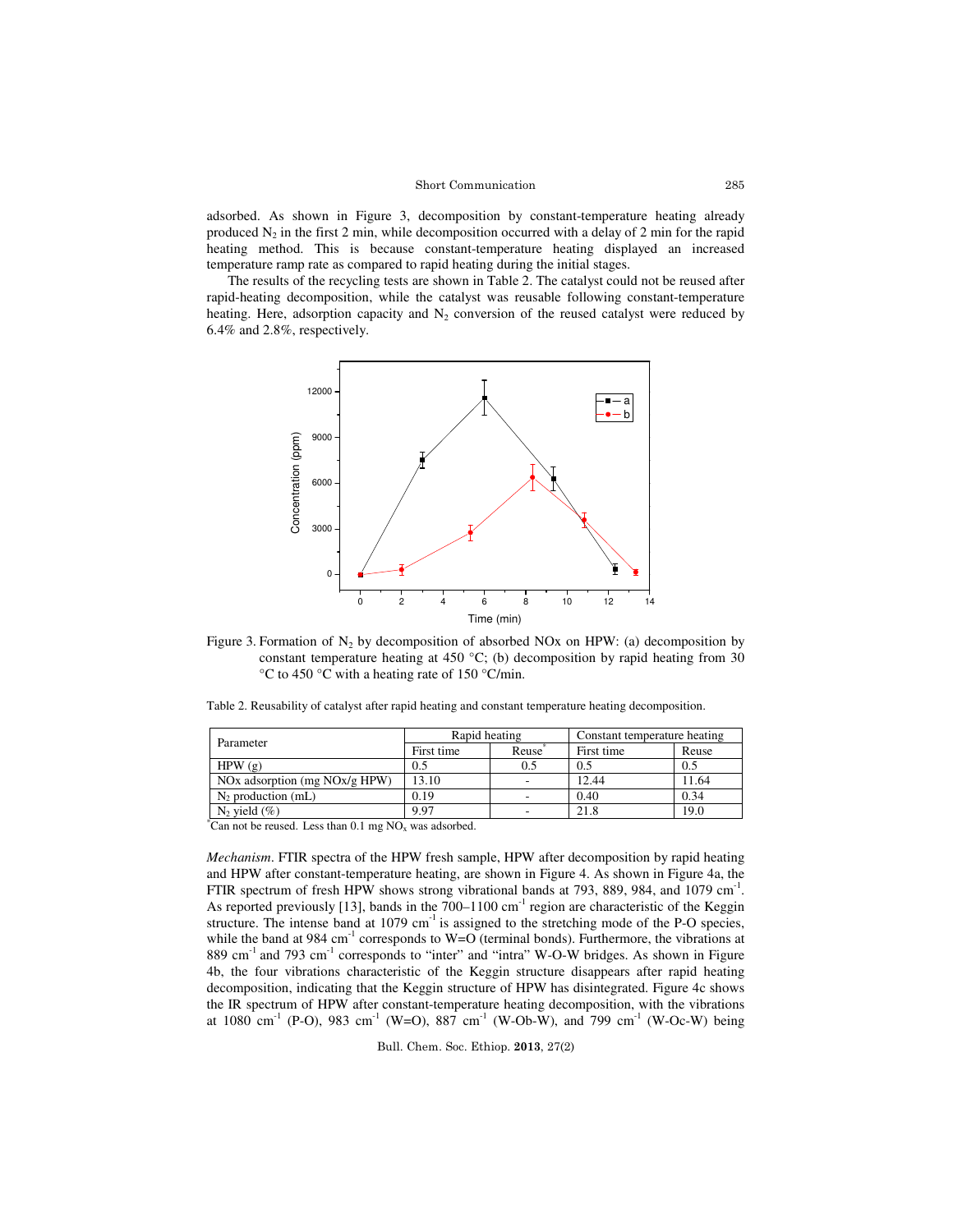adsorbed. As shown in Figure 3, decomposition by constant-temperature heating already produced $N_2$ in the first 2 min, while decomposition occurred with a delay of 2 min for the rapid heating method. This is because constant-temperature heating displayed an increased temperature ramp rate as compared to rapid heating during the initial stages.

The results of the recycling tests are shown in Table 2. The catalyst could not be reused after rapid-heating decomposition, while the catalyst was reusable following constant-temperature heating. Here, adsorption capacity and $N_2$ conversion of the reused catalyst were reduced by 6.4% and 2.8%, respectively.

Figure 3. Formation of $N_2$ by decomposition of absorbed NOx on HPW: (a) decomposition by constant temperature heating at 450 °C; (b) decomposition by rapid heating from 30 °C to 450 °C with a heating rate of 150 °C/min.

Table 2. Reusability of catalyst after rapid heating and constant temperature heating decomposition.

| Parameter | Rapid heating | | Constant temperature heating | |
|---|---|---|---|---|
| | First time | Reuse* | First time | Reuse |
| HPW (g) | 0.5 | 0.5 | 0.5 | 0.5 |
| NOx adsorption (mg NOx/g HPW) | 13.10 | - | 12.44 | 11.64 |
| $N_2$ production (mL) | 0.19 | - | 0.40 | 0.34 |
| $N_2$ yield (%) | 9.97 | - | 21.8 | 19.0 |

*Can not be reused. Less than 0.1 mg $NO_x$ was adsorbed.

*Mechanism*. FTIR spectra of the HPW fresh sample, HPW after decomposition by rapid heating and HPW after constant-temperature heating, are shown in Figure 4. As shown in Figure 4a, the FTIR spectrum of fresh HPW shows strong vibrational bands at 793, 889, 984, and 1079 $cm^{-1}$. As reported previously [13], bands in the 700–1100 $cm^{-1}$ region are characteristic of the Keggin structure. The intense band at 1079 $cm^{-1}$ is assigned to the stretching mode of the P-O species, while the band at 984 $cm^{-1}$ corresponds to W=O (terminal bonds). Furthermore, the vibrations at 889 $cm^{-1}$ and 793 $cm^{-1}$ corresponds to "inter" and "intra" W-O-W bridges. As shown in Figure 4b, the four vibrations characteristic of the Keggin structure disappears after rapid heating decomposition, indicating that the Keggin structure of HPW has disintegrated. Figure 4c shows the IR spectrum of HPW after constant-temperature heating decomposition, with the vibrations at 1080 $cm^{-1}$ (P-O), 983 $cm^{-1}$ (W=O), 887 $cm^{-1}$ (W-Ob-W), and 799 $cm^{-1}$ (W-Oc-W) being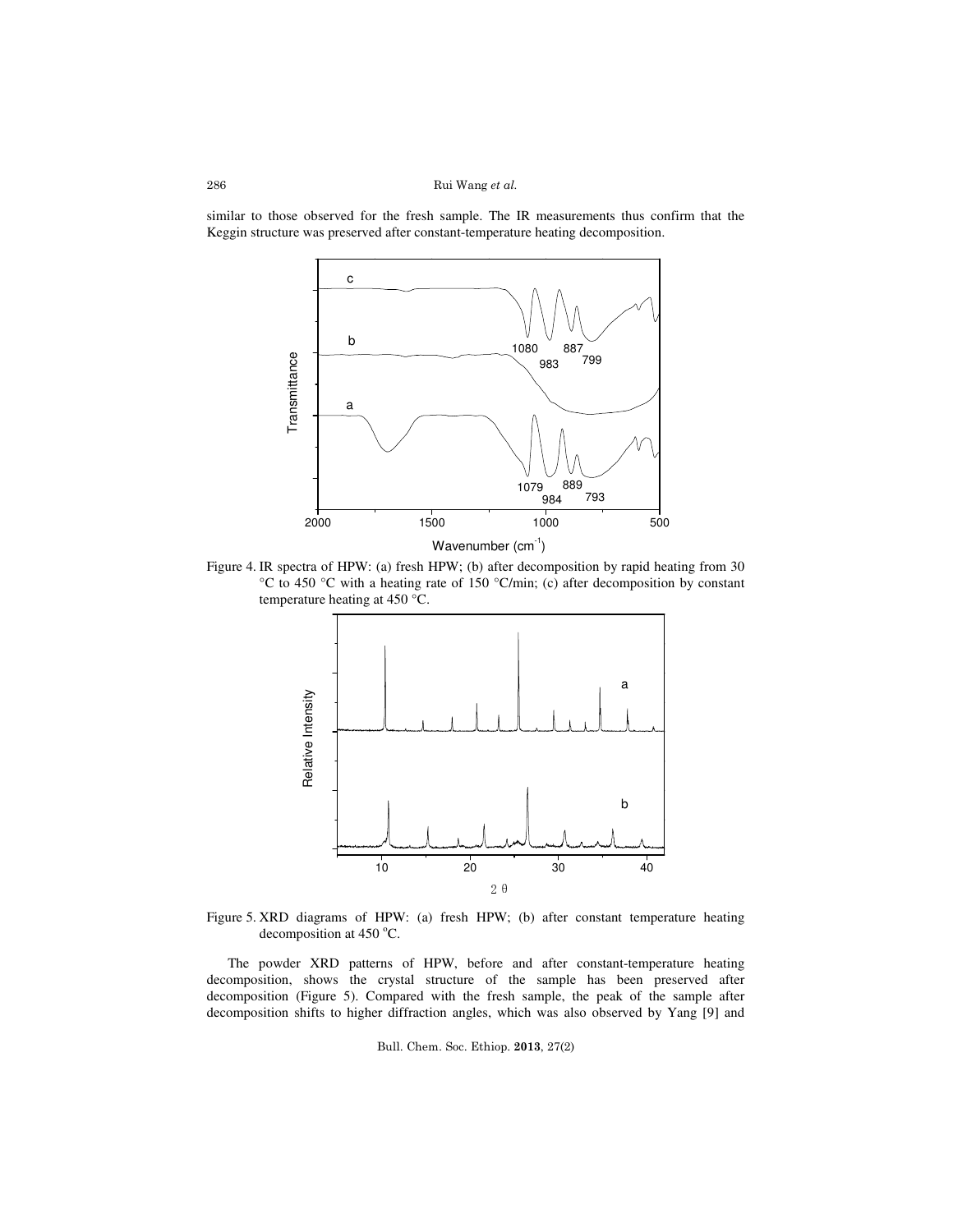similar to those observed for the fresh sample. The IR measurements thus confirm that the Keggin structure was preserved after constant-temperature heating decomposition.

Figure 4. IR spectra of HPW: (a) fresh HPW; (b) after decomposition by rapid heating from 30 °C to 450 °C with a heating rate of 150 °C/min; (c) after decomposition by constant temperature heating at 450 °C.

Figure 5. XRD diagrams of HPW: (a) fresh HPW; (b) after constant temperature heating decomposition at 450 °C.

The powder XRD patterns of HPW, before and after constant-temperature heating decomposition, shows the crystal structure of the sample has been preserved after decomposition (Figure 5). Compared with the fresh sample, the peak of the sample after decomposition shifts to higher diffraction angles, which was also observed by Yang [9] and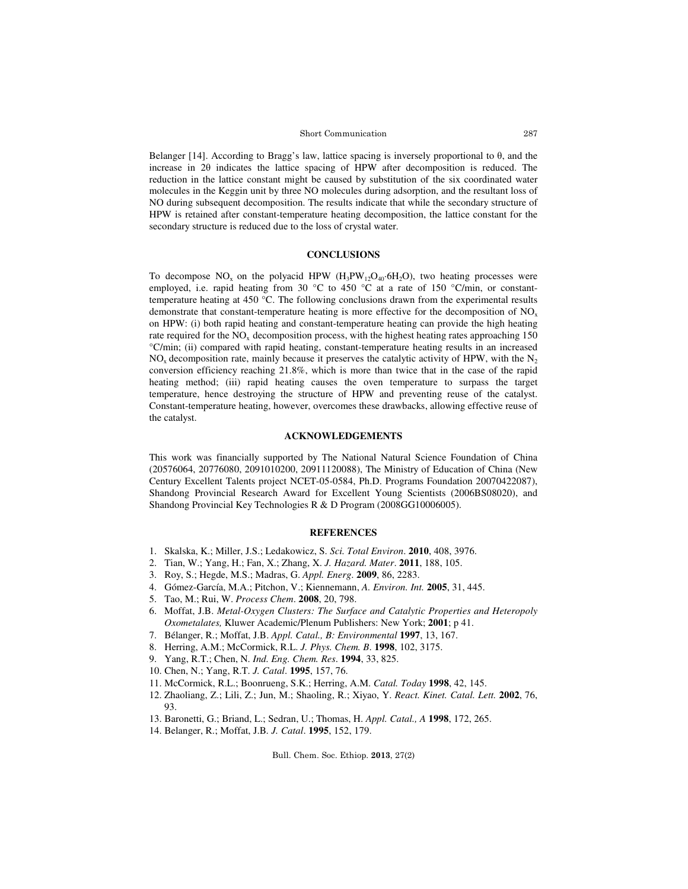Belanger [14]. According to Bragg's law, lattice spacing is inversely proportional to θ, and the increase in 2θ indicates the lattice spacing of HPW after decomposition is reduced. The reduction in the lattice constant might be caused by substitution of the six coordinated water molecules in the Keggin unit by three NO molecules during adsorption, and the resultant loss of NO during subsequent decomposition. The results indicate that while the secondary structure of HPW is retained after constant-temperature heating decomposition, the lattice constant for the secondary structure is reduced due to the loss of crystal water.

## CONCLUSIONS

To decompose $NO_x$ on the polyacid HPW ($H_3PW_{12}O_{40}·6H_2O$), two heating processes were employed, i.e. rapid heating from 30 °C to 450 °C at a rate of 150 °C/min, or constant-temperature heating at 450 °C. The following conclusions drawn from the experimental results demonstrate that constant-temperature heating is more effective for the decomposition of $NO_x$ on HPW: (i) both rapid heating and constant-temperature heating can provide the high heating rate required for the $NO_x$ decomposition process, with the highest heating rates approaching 150 °C/min; (ii) compared with rapid heating, constant-temperature heating results in an increased $NO_x$ decomposition rate, mainly because it preserves the catalytic activity of HPW, with the $N_2$ conversion efficiency reaching 21.8%, which is more than twice that in the case of the rapid heating method; (iii) rapid heating causes the oven temperature to surpass the target temperature, hence destroying the structure of HPW and preventing reuse of the catalyst. Constant-temperature heating, however, overcomes these drawbacks, allowing effective reuse of the catalyst.

## ACKNOWLEDGEMENTS

This work was financially supported by The National Natural Science Foundation of China (20576064, 20776080, 2091010200, 20911120088), The Ministry of Education of China (New Century Excellent Talents project NCET-05-0584, Ph.D. Programs Foundation 20070422087), Shandong Provincial Research Award for Excellent Young Scientists (2006BS08020), and Shandong Provincial Key Technologies R & D Program (2008GG10006005).

## REFERENCES

1. Skalska, K.; Miller, J.S.; Ledakowicz, S. *Sci. Total Environ*. **2010**, 408, 3976.
2. Tian, W.; Yang, H.; Fan, X.; Zhang, X. *J. Hazard. Mater*. **2011**, 188, 105.
3. Roy, S.; Hegde, M.S.; Madras, G. *Appl. Energ*. **2009**, 86, 2283.
4. Gómez-García, M.A.; Pitchon, V.; Kiennemann, *A. Environ. Int.* **2005**, 31, 445.
5. Tao, M.; Rui, W. *Process Chem*. **2008**, 20, 798.
6. Moffat, J.B. *Metal-Oxygen Clusters: The Surface and Catalytic Properties and Heteropoly Oxometalates,* Kluwer Academic/Plenum Publishers: New York; **2001**; p 41.
7. Bélanger, R.; Moffat, J.B. *Appl. Catal., B: Environmental* **1997**, 13, 167.
8. Herring, A.M.; McCormick, R.L. *J. Phys. Chem. B*. **1998**, 102, 3175.
9. Yang, R.T.; Chen, N. *Ind. Eng. Chem. Res*. **1994**, 33, 825.
10. Chen, N.; Yang, R.T. *J. Catal*. **1995**, 157, 76.
11. McCormick, R.L.; Boonrueng, S.K.; Herring, A.M. *Catal. Today* **1998**, 42, 145.
12. Zhaoliang, Z.; Lili, Z.; Jun, M.; Shaoling, R.; Xiyao, Y. *React. Kinet. Catal. Lett.* **2002**, 76, 93.
13. Baronetti, G.; Briand, L.; Sedran, U.; Thomas, H. *Appl. Catal., A* **1998**, 172, 265.
14. Belanger, R.; Moffat, J.B. *J. Catal*. **1995**, 152, 179.